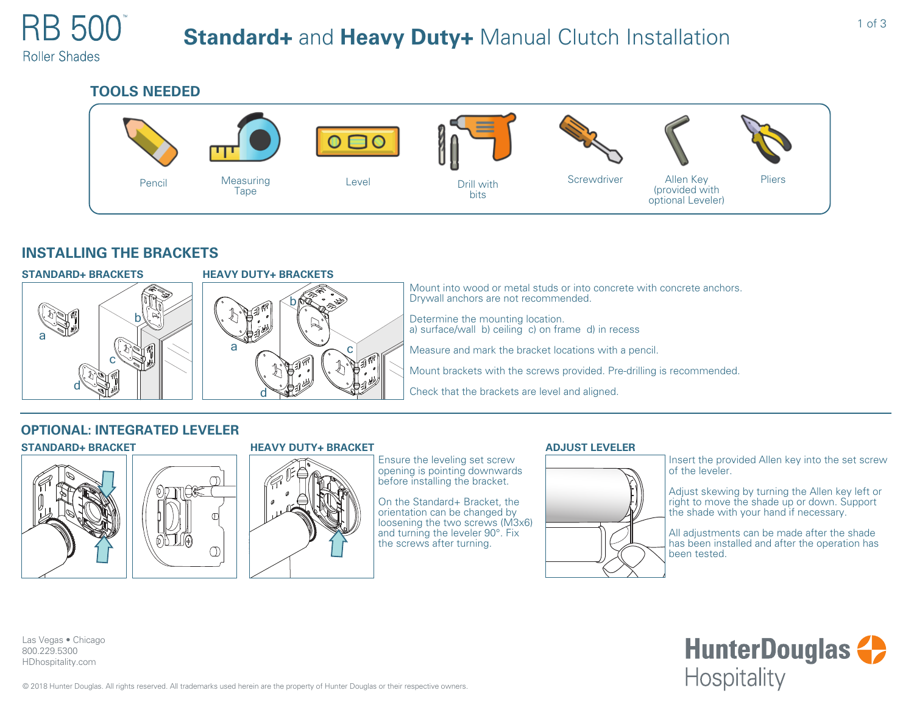RB 500™
Roller Shades

# Standard+ and Heavy Duty+ Manual Clutch Installation

## TOOLS NEEDED

- Pencil
- Measuring Tape
- Level
- Drill with bits
- Screwdriver
- Allen Key (provided with optional Leveler)
- Pliers

## INSTALLING THE BRACKETS

### STANDARD+ BRACKETS

a b c d

### HEAVY DUTY+ BRACKETS

a b c d

Mount into wood or metal studs or into concrete with concrete anchors. Drywall anchors are not recommended.

Determine the mounting location.
a) surface/wall b) ceiling c) on frame d) in recess

Measure and mark the bracket locations with a pencil.

Mount brackets with the screws provided. Pre-drilling is recommended.

Check that the brackets are level and aligned.

## OPTIONAL: INTEGRATED LEVELER

### STANDARD+ BRACKET

### HEAVY DUTY+ BRACKET

Ensure the leveling set screw opening is pointing downwards before installing the bracket.

On the Standard+ Bracket, the orientation can be changed by loosening the two screws (M3x6) and turning the leveler 90°. Fix the screws after turning.

### ADJUST LEVELER

Insert the provided Allen key into the set screw of the leveler.

Adjust skewing by turning the Allen key left or right to move the shade up or down. Support the shade with your hand if necessary.

All adjustments can be made after the shade has been installed and after the operation has been tested.

Las Vegas • Chicago
800.229.5300
HDhospitality.com

© 2018 Hunter Douglas. All rights reserved. All trademarks used herein are the property of Hunter Douglas or their respective owners.

HunterDouglas Hospitality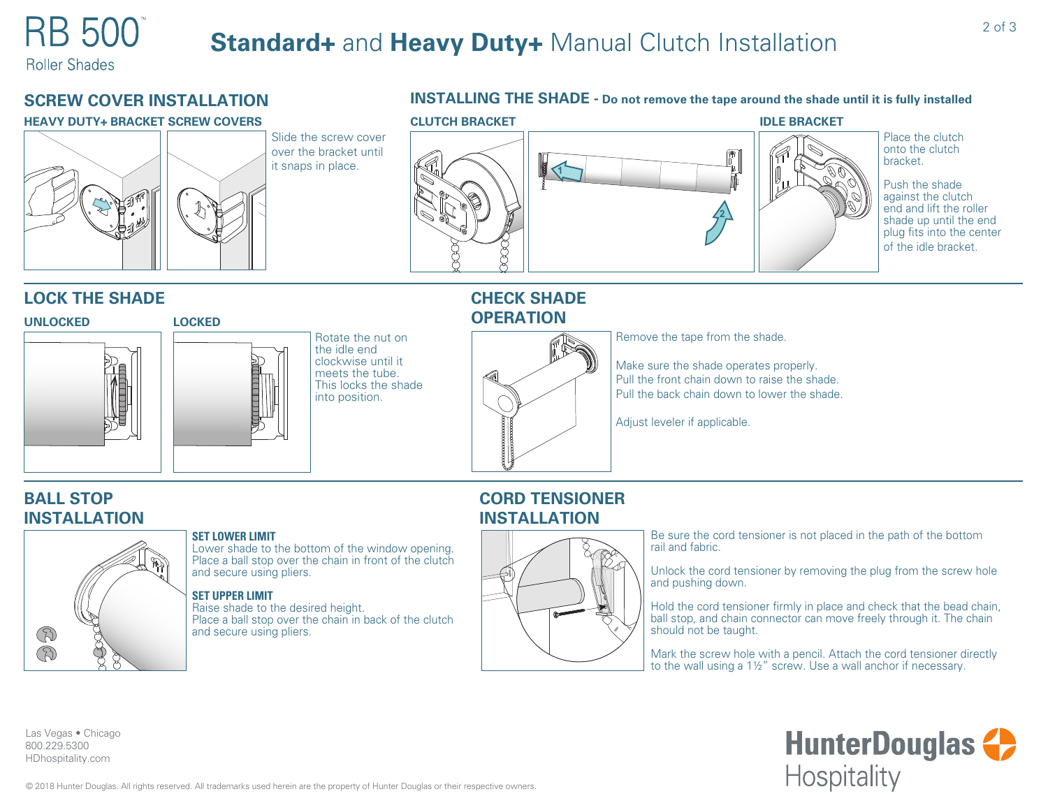# RB 500™ Roller Shades

# **Standard+** and **Heavy Duty+** Manual Clutch Installation

## SCREW COVER INSTALLATION

### HEAVY DUTY+ BRACKET SCREW COVERS

Slide the screw cover over the bracket until it snaps in place.

## INSTALLING THE SHADE - Do not remove the tape around the shade until it is fully installed

### CLUTCH BRACKET

### IDLE BRACKET

Place the clutch onto the clutch bracket.

Push the shade against the clutch end and lift the roller shade up until the end plug fits into the center of the idle bracket.

## LOCK THE SHADE

### UNLOCKED

### LOCKED

Rotate the nut on the idle end clockwise until it meets the tube. This locks the shade into position.

## CHECK SHADE OPERATION

Remove the tape from the shade.

Make sure the shade operates properly.
Pull the front chain down to raise the shade.
Pull the back chain down to lower the shade.

Adjust leveler if applicable.

## BALL STOP INSTALLATION

**SET LOWER LIMIT**
Lower shade to the bottom of the window opening.
Place a ball stop over the chain in front of the clutch and secure using pliers.

**SET UPPER LIMIT**
Raise shade to the desired height.
Place a ball stop over the chain in back of the clutch and secure using pliers.

## CORD TENSIONER INSTALLATION

Be sure the cord tensioner is not placed in the path of the bottom rail and fabric.

Unlock the cord tensioner by removing the plug from the screw hole and pushing down.

Hold the cord tensioner firmly in place and check that the bead chain, ball stop, and chain connector can move freely through it. The chain should not be taught.

Mark the screw hole with a pencil. Attach the cord tensioner directly to the wall using a 1½" screw. Use a wall anchor if necessary.

Las Vegas • Chicago
800.229.5300
HDhospitality.com

HunterDouglas Hospitality

© 2018 Hunter Douglas. All rights reserved. All trademarks used herein are the property of Hunter Douglas or their respective owners.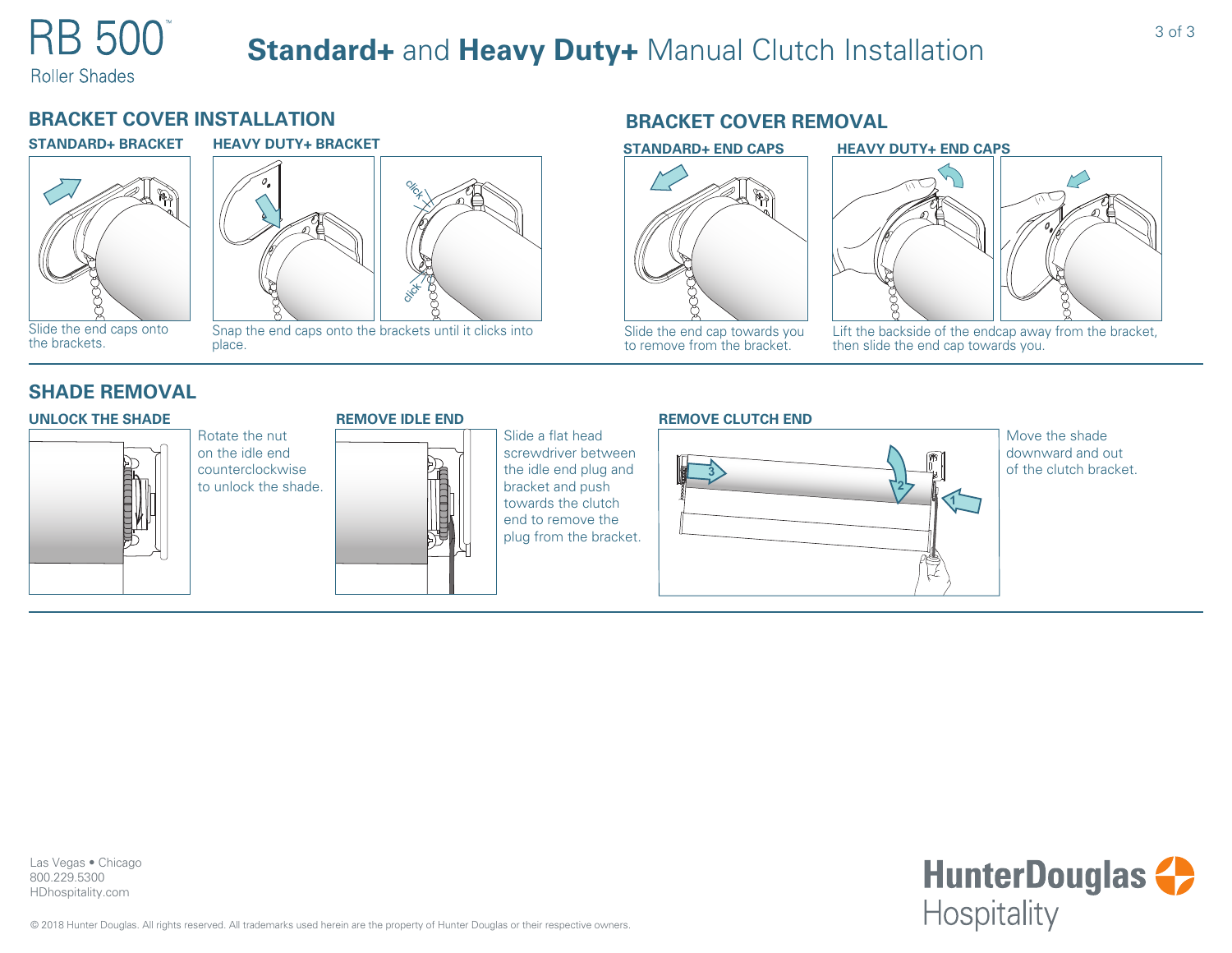# RB 500™

Roller Shades

# **Standard+** and **Heavy Duty+** Manual Clutch Installation

## BRACKET COVER INSTALLATION

### STANDARD+ BRACKET

Slide the end caps onto the brackets.

### HEAVY DUTY+ BRACKET

click

click

Snap the end caps onto the brackets until it clicks into place.

## BRACKET COVER REMOVAL

### STANDARD+ END CAPS

Slide the end cap towards you to remove from the bracket.

### HEAVY DUTY+ END CAPS

Lift the backside of the endcap away from the bracket, then slide the end cap towards you.

## SHADE REMOVAL

### UNLOCK THE SHADE

Rotate the nut on the idle end counterclockwise to unlock the shade.

### REMOVE IDLE END

Slide a flat head screwdriver between the idle end plug and bracket and push towards the clutch end to remove the plug from the bracket.

### REMOVE CLUTCH END

3

2

1

Move the shade downward and out of the clutch bracket.

Las Vegas • Chicago
800.229.5300
HDhospitality.com

HunterDouglas Hospitality

© 2018 Hunter Douglas. All rights reserved. All trademarks used herein are the property of Hunter Douglas or their respective owners.